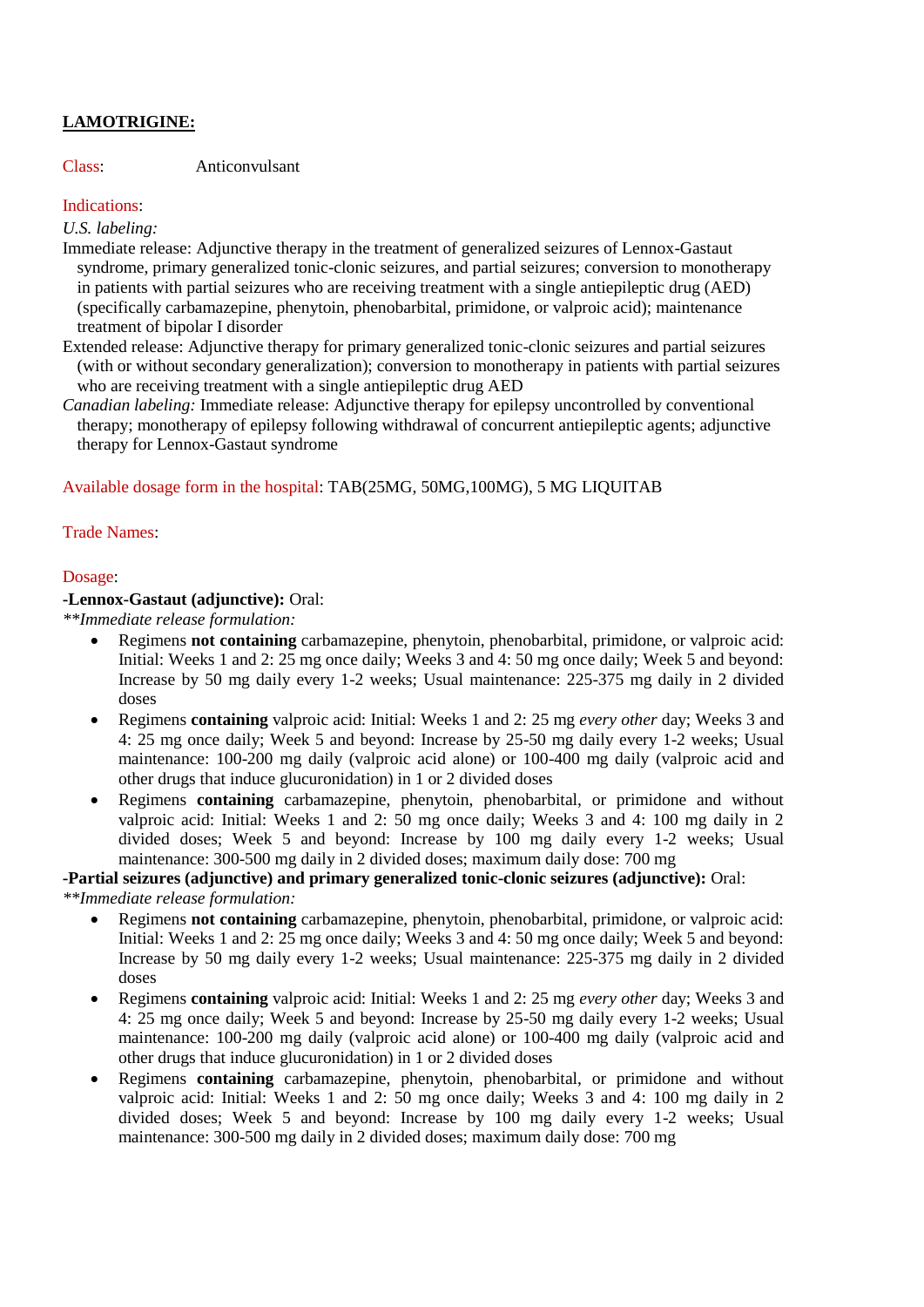# LAMOTRIGINE:

Class: Anticonvulsant

Indications:

*U.S. labeling:*

Immediate release: Adjunctive therapy in the treatment of generalized seizures of Lennox-Gastaut syndrome, primary generalized tonic-clonic seizures, and partial seizures; conversion to monotherapy in patients with partial seizures who are receiving treatment with a single antiepileptic drug (AED) (specifically carbamazepine, phenytoin, phenobarbital, primidone, or valproic acid); maintenance treatment of bipolar I disorder

Extended release: Adjunctive therapy for primary generalized tonic-clonic seizures and partial seizures (with or without secondary generalization); conversion to monotherapy in patients with partial seizures who are receiving treatment with a single antiepileptic drug AED

*Canadian labeling:* Immediate release: Adjunctive therapy for epilepsy uncontrolled by conventional therapy; monotherapy of epilepsy following withdrawal of concurrent antiepileptic agents; adjunctive therapy for Lennox-Gastaut syndrome

Available dosage form in the hospital: TAB(25MG, 50MG,100MG), 5 MG LIQUITAB

Trade Names:

Dosage:

**-Lennox-Gastaut (adjunctive):** Oral:

*\*\*Immediate release formulation:*

- Regimens **not containing** carbamazepine, phenytoin, phenobarbital, primidone, or valproic acid: Initial: Weeks 1 and 2: 25 mg once daily; Weeks 3 and 4: 50 mg once daily; Week 5 and beyond: Increase by 50 mg daily every 1-2 weeks; Usual maintenance: 225-375 mg daily in 2 divided doses
- Regimens **containing** valproic acid: Initial: Weeks 1 and 2: 25 mg *every other* day; Weeks 3 and 4: 25 mg once daily; Week 5 and beyond: Increase by 25-50 mg daily every 1-2 weeks; Usual maintenance: 100-200 mg daily (valproic acid alone) or 100-400 mg daily (valproic acid and other drugs that induce glucuronidation) in 1 or 2 divided doses
- Regimens **containing** carbamazepine, phenytoin, phenobarbital, or primidone and without valproic acid: Initial: Weeks 1 and 2: 50 mg once daily; Weeks 3 and 4: 100 mg daily in 2 divided doses; Week 5 and beyond: Increase by 100 mg daily every 1-2 weeks; Usual maintenance: 300-500 mg daily in 2 divided doses; maximum daily dose: 700 mg

**-Partial seizures (adjunctive) and primary generalized tonic-clonic seizures (adjunctive):** Oral:

*\*\*Immediate release formulation:*

- Regimens **not containing** carbamazepine, phenytoin, phenobarbital, primidone, or valproic acid: Initial: Weeks 1 and 2: 25 mg once daily; Weeks 3 and 4: 50 mg once daily; Week 5 and beyond: Increase by 50 mg daily every 1-2 weeks; Usual maintenance: 225-375 mg daily in 2 divided doses
- Regimens **containing** valproic acid: Initial: Weeks 1 and 2: 25 mg *every other* day; Weeks 3 and 4: 25 mg once daily; Week 5 and beyond: Increase by 25-50 mg daily every 1-2 weeks; Usual maintenance: 100-200 mg daily (valproic acid alone) or 100-400 mg daily (valproic acid and other drugs that induce glucuronidation) in 1 or 2 divided doses
- Regimens **containing** carbamazepine, phenytoin, phenobarbital, or primidone and without valproic acid: Initial: Weeks 1 and 2: 50 mg once daily; Weeks 3 and 4: 100 mg daily in 2 divided doses; Week 5 and beyond: Increase by 100 mg daily every 1-2 weeks; Usual maintenance: 300-500 mg daily in 2 divided doses; maximum daily dose: 700 mg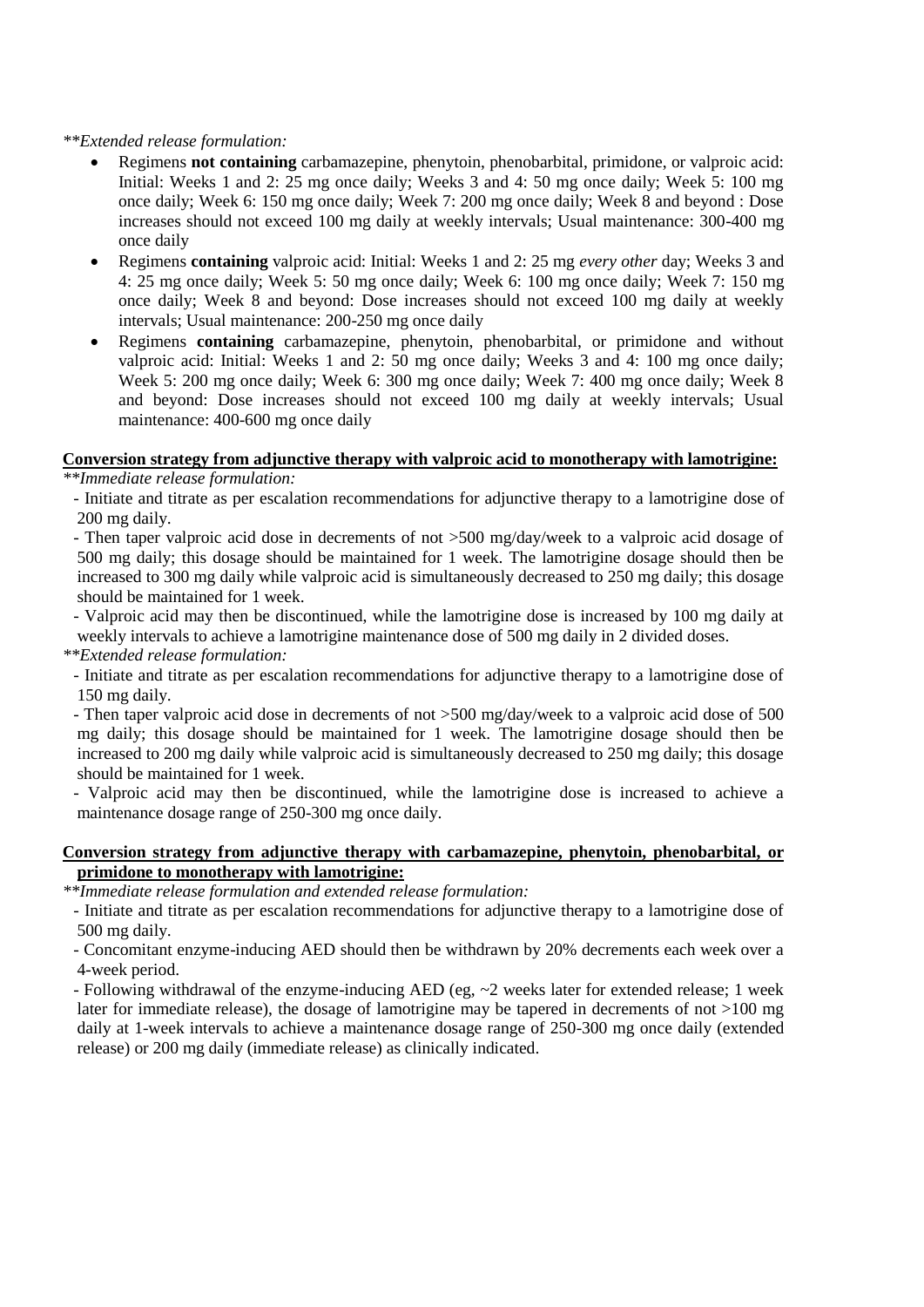*\*\*Extended release formulation:*

- Regimens **not containing** carbamazepine, phenytoin, phenobarbital, primidone, or valproic acid: Initial: Weeks 1 and 2: 25 mg once daily; Weeks 3 and 4: 50 mg once daily; Week 5: 100 mg once daily; Week 6: 150 mg once daily; Week 7: 200 mg once daily; Week 8 and beyond : Dose increases should not exceed 100 mg daily at weekly intervals; Usual maintenance: 300-400 mg once daily
- Regimens **containing** valproic acid: Initial: Weeks 1 and 2: 25 mg *every other* day; Weeks 3 and 4: 25 mg once daily; Week 5: 50 mg once daily; Week 6: 100 mg once daily; Week 7: 150 mg once daily; Week 8 and beyond: Dose increases should not exceed 100 mg daily at weekly intervals; Usual maintenance: 200-250 mg once daily
- Regimens **containing** carbamazepine, phenytoin, phenobarbital, or primidone and without valproic acid: Initial: Weeks 1 and 2: 50 mg once daily; Weeks 3 and 4: 100 mg once daily; Week 5: 200 mg once daily; Week 6: 300 mg once daily; Week 7: 400 mg once daily; Week 8 and beyond: Dose increases should not exceed 100 mg daily at weekly intervals; Usual maintenance: 400-600 mg once daily

**<u>Conversion strategy from adjunctive therapy with valproic acid to monotherapy with lamotrigine:</u>**

*\*\*Immediate release formulation:*

- Initiate and titrate as per escalation recommendations for adjunctive therapy to a lamotrigine dose of 200 mg daily.
- Then taper valproic acid dose in decrements of not >500 mg/day/week to a valproic acid dosage of 500 mg daily; this dosage should be maintained for 1 week. The lamotrigine dosage should then be increased to 300 mg daily while valproic acid is simultaneously decreased to 250 mg daily; this dosage should be maintained for 1 week.
- Valproic acid may then be discontinued, while the lamotrigine dose is increased by 100 mg daily at weekly intervals to achieve a lamotrigine maintenance dose of 500 mg daily in 2 divided doses.

*\*\*Extended release formulation:*

- Initiate and titrate as per escalation recommendations for adjunctive therapy to a lamotrigine dose of 150 mg daily.
- Then taper valproic acid dose in decrements of not >500 mg/day/week to a valproic acid dose of 500 mg daily; this dosage should be maintained for 1 week. The lamotrigine dosage should then be increased to 200 mg daily while valproic acid is simultaneously decreased to 250 mg daily; this dosage should be maintained for 1 week.
- Valproic acid may then be discontinued, while the lamotrigine dose is increased to achieve a maintenance dosage range of 250-300 mg once daily.

**<u>Conversion strategy from adjunctive therapy with carbamazepine, phenytoin, phenobarbital, or primidone to monotherapy with lamotrigine:</u>**

*\*\*Immediate release formulation and extended release formulation:*

- Initiate and titrate as per escalation recommendations for adjunctive therapy to a lamotrigine dose of 500 mg daily.
- Concomitant enzyme-inducing AED should then be withdrawn by 20% decrements each week over a 4-week period.
- Following withdrawal of the enzyme-inducing AED (eg, ~2 weeks later for extended release; 1 week later for immediate release), the dosage of lamotrigine may be tapered in decrements of not >100 mg daily at 1-week intervals to achieve a maintenance dosage range of 250-300 mg once daily (extended release) or 200 mg daily (immediate release) as clinically indicated.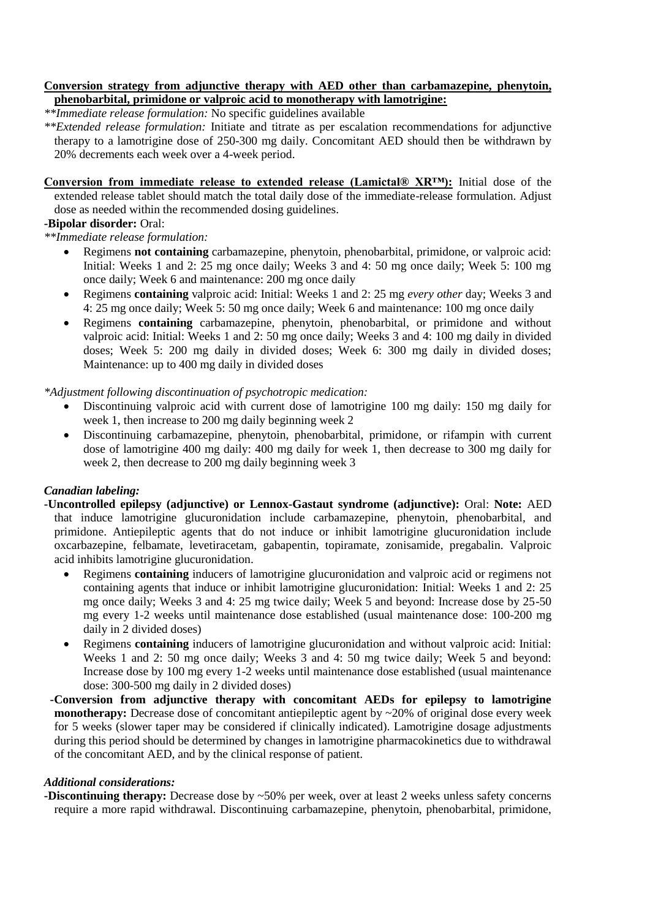**Conversion strategy from adjunctive therapy with AED other than carbamazepine, phenytoin, phenobarbital, primidone or valproic acid to monotherapy with lamotrigine:**

*\*\*Immediate release formulation:* No specific guidelines available

*\*\*Extended release formulation:* Initiate and titrate as per escalation recommendations for adjunctive therapy to a lamotrigine dose of 250-300 mg daily. Concomitant AED should then be withdrawn by 20% decrements each week over a 4-week period.

**Conversion from immediate release to extended release (Lamictal® XR™):** Initial dose of the extended release tablet should match the total daily dose of the immediate-release formulation. Adjust dose as needed within the recommended dosing guidelines.

**-Bipolar disorder:** Oral:

*\*\*Immediate release formulation:*

- Regimens **not containing** carbamazepine, phenytoin, phenobarbital, primidone, or valproic acid: Initial: Weeks 1 and 2: 25 mg once daily; Weeks 3 and 4: 50 mg once daily; Week 5: 100 mg once daily; Week 6 and maintenance: 200 mg once daily
- Regimens **containing** valproic acid: Initial: Weeks 1 and 2: 25 mg *every other* day; Weeks 3 and 4: 25 mg once daily; Week 5: 50 mg once daily; Week 6 and maintenance: 100 mg once daily
- Regimens **containing** carbamazepine, phenytoin, phenobarbital, or primidone and without valproic acid: Initial: Weeks 1 and 2: 50 mg once daily; Weeks 3 and 4: 100 mg daily in divided doses; Week 5: 200 mg daily in divided doses; Week 6: 300 mg daily in divided doses; Maintenance: up to 400 mg daily in divided doses

*\*Adjustment following discontinuation of psychotropic medication:*

- Discontinuing valproic acid with current dose of lamotrigine 100 mg daily: 150 mg daily for week 1, then increase to 200 mg daily beginning week 2
- Discontinuing carbamazepine, phenytoin, phenobarbital, primidone, or rifampin with current dose of lamotrigine 400 mg daily: 400 mg daily for week 1, then decrease to 300 mg daily for week 2, then decrease to 200 mg daily beginning week 3

***Canadian labeling:***

**-Uncontrolled epilepsy (adjunctive) or Lennox-Gastaut syndrome (adjunctive):** Oral: **Note:** AED that induce lamotrigine glucuronidation include carbamazepine, phenytoin, phenobarbital, and primidone. Antiepileptic agents that do not induce or inhibit lamotrigine glucuronidation include oxcarbazepine, felbamate, levetiracetam, gabapentin, topiramate, zonisamide, pregabalin. Valproic acid inhibits lamotrigine glucuronidation.

- Regimens **containing** inducers of lamotrigine glucuronidation and valproic acid or regimens not containing agents that induce or inhibit lamotrigine glucuronidation: Initial: Weeks 1 and 2: 25 mg once daily; Weeks 3 and 4: 25 mg twice daily; Week 5 and beyond: Increase dose by 25-50 mg every 1-2 weeks until maintenance dose established (usual maintenance dose: 100-200 mg daily in 2 divided doses)
- Regimens **containing** inducers of lamotrigine glucuronidation and without valproic acid: Initial: Weeks 1 and 2: 50 mg once daily; Weeks 3 and 4: 50 mg twice daily; Week 5 and beyond: Increase dose by 100 mg every 1-2 weeks until maintenance dose established (usual maintenance dose: 300-500 mg daily in 2 divided doses)

**-Conversion from adjunctive therapy with concomitant AEDs for epilepsy to lamotrigine monotherapy:** Decrease dose of concomitant antiepileptic agent by ~20% of original dose every week for 5 weeks (slower taper may be considered if clinically indicated). Lamotrigine dosage adjustments during this period should be determined by changes in lamotrigine pharmacokinetics due to withdrawal of the concomitant AED, and by the clinical response of patient.

***Additional considerations:***

**-Discontinuing therapy:** Decrease dose by ~50% per week, over at least 2 weeks unless safety concerns require a more rapid withdrawal. Discontinuing carbamazepine, phenytoin, phenobarbital, primidone,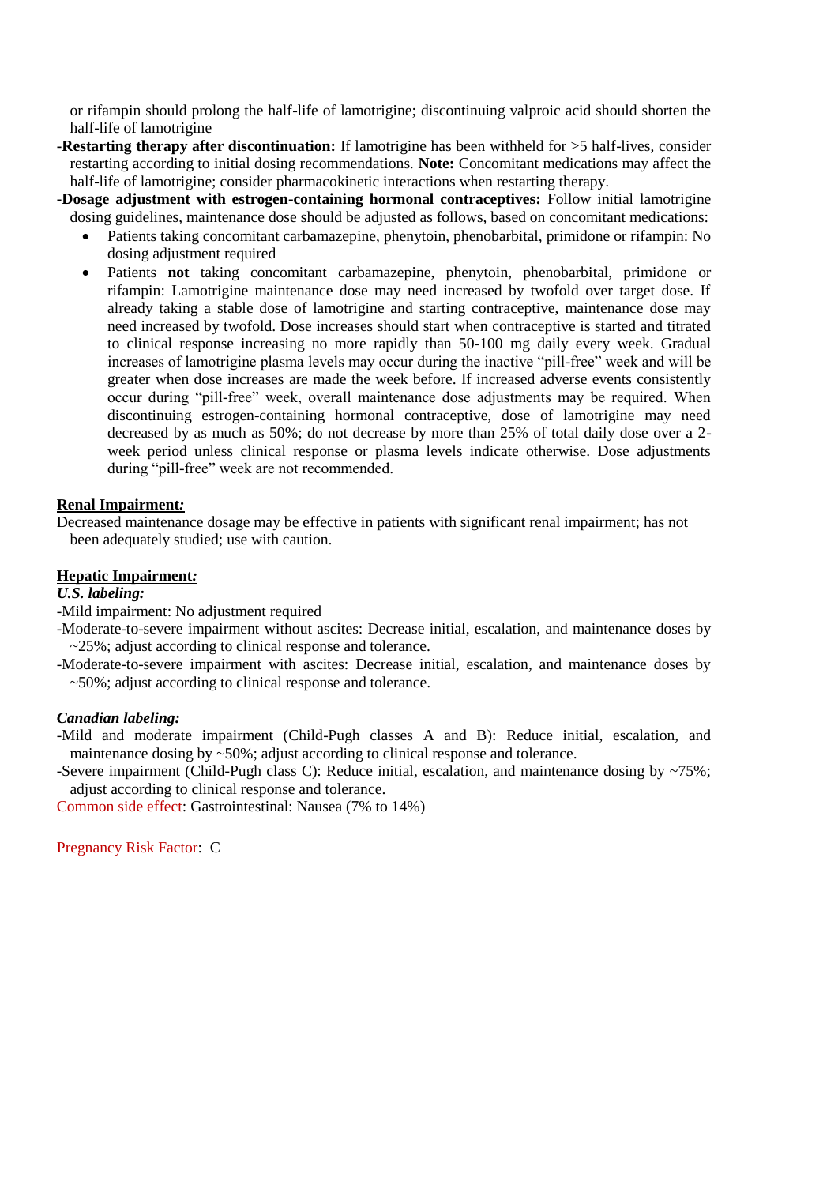or rifampin should prolong the half-life of lamotrigine; discontinuing valproic acid should shorten the half-life of lamotrigine

**-Restarting therapy after discontinuation:** If lamotrigine has been withheld for >5 half-lives, consider restarting according to initial dosing recommendations. **Note:** Concomitant medications may affect the half-life of lamotrigine; consider pharmacokinetic interactions when restarting therapy.

**-Dosage adjustment with estrogen-containing hormonal contraceptives:** Follow initial lamotrigine dosing guidelines, maintenance dose should be adjusted as follows, based on concomitant medications:

- Patients taking concomitant carbamazepine, phenytoin, phenobarbital, primidone or rifampin: No dosing adjustment required
- Patients **not** taking concomitant carbamazepine, phenytoin, phenobarbital, primidone or rifampin: Lamotrigine maintenance dose may need increased by twofold over target dose. If already taking a stable dose of lamotrigine and starting contraceptive, maintenance dose may need increased by twofold. Dose increases should start when contraceptive is started and titrated to clinical response increasing no more rapidly than 50-100 mg daily every week. Gradual increases of lamotrigine plasma levels may occur during the inactive "pill-free" week and will be greater when dose increases are made the week before. If increased adverse events consistently occur during "pill-free" week, overall maintenance dose adjustments may be required. When discontinuing estrogen-containing hormonal contraceptive, dose of lamotrigine may need decreased by as much as 50%; do not decrease by more than 25% of total daily dose over a 2-week period unless clinical response or plasma levels indicate otherwise. Dose adjustments during "pill-free" week are not recommended.

**Renal Impairment*:***

Decreased maintenance dosage may be effective in patients with significant renal impairment; has not been adequately studied; use with caution.

**Hepatic Impairment*:***

***U.S. labeling:***

-Mild impairment: No adjustment required

-Moderate-to-severe impairment without ascites: Decrease initial, escalation, and maintenance doses by ~25%; adjust according to clinical response and tolerance.

-Moderate-to-severe impairment with ascites: Decrease initial, escalation, and maintenance doses by ~50%; adjust according to clinical response and tolerance.

***Canadian labeling:***

-Mild and moderate impairment (Child-Pugh classes A and B): Reduce initial, escalation, and maintenance dosing by ~50%; adjust according to clinical response and tolerance.

-Severe impairment (Child-Pugh class C): Reduce initial, escalation, and maintenance dosing by ~75%; adjust according to clinical response and tolerance.

Common side effect: Gastrointestinal: Nausea (7% to 14%)

Pregnancy Risk Factor: C